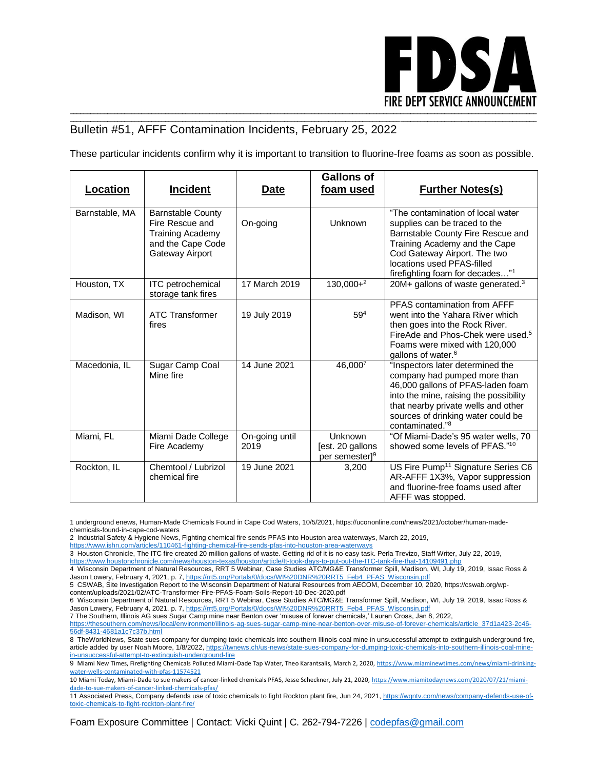# FDSA

FIRE DEPT SERVICE ANNOUNCEMENT

## Bulletin #51, AFFF Contamination Incidents, February 25, 2022

These particular incidents confirm why it is important to transition to fluorine-free foams as soon as possible.

| Location | Incident | Date | Gallons of foam used | Further Notes(s) |
|---|---|---|---|---|
| Barnstable, MA | Barnstable County Fire Rescue and Training Academy and the Cape Code Gateway Airport | On-going | Unknown | "The contamination of local water supplies can be traced to the Barnstable County Fire Rescue and Training Academy and the Cape Cod Gateway Airport. The two locations used PFAS-filled firefighting foam for decades…"[1] |
| Houston, TX | ITC petrochemical storage tank fires | 17 March 2019 | 130,000+[2] | 20M+ gallons of waste generated.[3] |
| Madison, WI | ATC Transformer fires | 19 July 2019 | 59[4] | PFAS contamination from AFFF went into the Yahara River which then goes into the Rock River. FireAde and Phos-Chek were used.[5] Foams were mixed with 120,000 gallons of water.[6] |
| Macedonia, IL | Sugar Camp Coal Mine fire | 14 June 2021 | 46,000[7] | "Inspectors later determined the company had pumped more than 46,000 gallons of PFAS-laden foam into the mine, raising the possibility that nearby private wells and other sources of drinking water could be contaminated."[8] |
| Miami, FL | Miami Dade College Fire Academy | On-going until 2019 | Unknown [est. 20 gallons per semester][9] | "Of Miami-Dade's 95 water wells, 70 showed some levels of PFAS."[10] |
| Rockton, IL | Chemtool / Lubrizol chemical fire | 19 June 2021 | 3,200 | US Fire Pump[11] Signature Series C6 AR-AFFF 1X3%, Vapor suppression and fluorine-free foams used after AFFF was stopped. |

1 underground enews, Human-Made Chemicals Found in Cape Cod Waters, 10/5/2021, https://ucononline.com/news/2021/october/human-made-chemicals-found-in-cape-cod-waters

2 Industrial Safety & Hygiene News, Fighting chemical fire sends PFAS into Houston area waterways, March 22, 2019, https://www.ishn.com/articles/110461-fighting-chemical-fire-sends-pfas-into-houston-area-waterways

3 Houston Chronicle, The ITC fire created 20 million gallons of waste. Getting rid of it is no easy task. Perla Trevizo, Staff Writer, July 22, 2019, https://www.houstonchronicle.com/news/houston-texas/houston/article/It-took-days-to-put-out-the-ITC-tank-fire-that-14109491.php

4 Wisconsin Department of Natural Resources, RRT 5 Webinar, Case Studies ATC/MG&E Transformer Spill, Madison, WI, July 19, 2019, Issac Ross & Jason Lowery, February 4, 2021, p. 7, https://rrt5.org/Portals/0/docs/WI%20DNR%20RRT5_Feb4_PFAS_Wisconsin.pdf

5 CSWAB, Site Investigation Report to the Wisconsin Department of Natural Resources from AECOM, December 10, 2020, https://cswab.org/wp-content/uploads/2021/02/ATC-Transformer-Fire-PFAS-Foam-Soils-Report-10-Dec-2020.pdf

6 Wisconsin Department of Natural Resources, RRT 5 Webinar, Case Studies ATC/MG&E Transformer Spill, Madison, WI, July 19, 2019, Issac Ross & Jason Lowery, February 4, 2021, p. 7, https://rrt5.org/Portals/0/docs/WI%20DNR%20RRT5_Feb4_PFAS_Wisconsin.pdf

7 The Southern, Illinois AG sues Sugar Camp mine near Benton over 'misuse of forever chemicals,' Lauren Cross, Jan 8, 2022, https://thesouthern.com/news/local/environment/illinois-ag-sues-sugar-camp-mine-near-benton-over-misuse-of-forever-chemicals/article_37d1a423-2c46-56df-8431-4681a1c7c37b.html

8 TheWorldNews, State sues company for dumping toxic chemicals into southern Illinois coal mine in unsuccessful attempt to extinguish underground fire, article added by user Noah Moore, 1/8/2022, https://twnews.ch/us-news/state-sues-company-for-dumping-toxic-chemicals-into-southern-illinois-coal-mine-in-unsuccessful-attempt-to-extinguish-underground-fire

9 Miami New Times, Firefighting Chemicals Polluted Miami-Dade Tap Water, Theo Karantsalis, March 2, 2020, https://www.miaminewtimes.com/news/miami-drinking-water-wells-contaminated-with-pfas-11574521

10 Miami Today, Miami-Dade to sue makers of cancer-linked chemicals PFAS, Jesse Scheckner, July 21, 2020, https://www.miamitodaynews.com/2020/07/21/miami-dade-to-sue-makers-of-cancer-linked-chemicals-pfas/

11 Associated Press, Company defends use of toxic chemicals to fight Rockton plant fire, Jun 24, 2021, https://wgntv.com/news/company-defends-use-of-toxic-chemicals-to-fight-rockton-plant-fire/

Foam Exposure Committee | Contact: Vicki Quint | C. 262-794-7226 | codepfas@gmail.com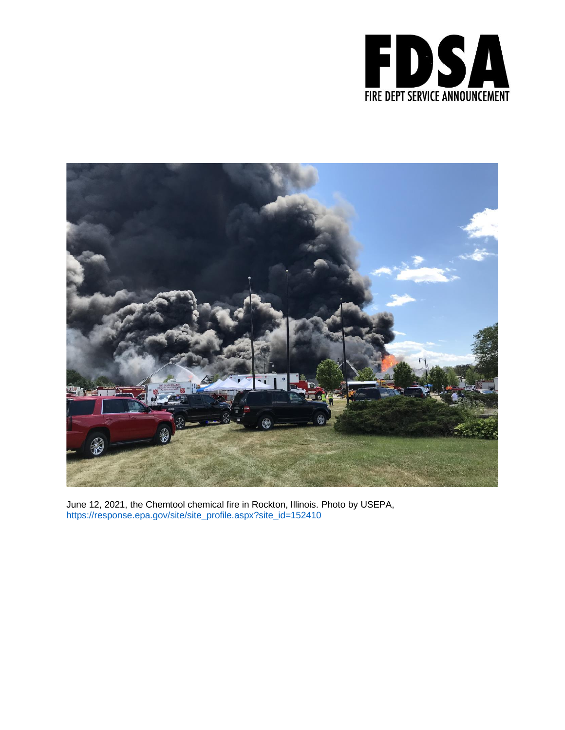June 12, 2021, the Chemtool chemical fire in Rockton, Illinois. Photo by USEPA, https://response.epa.gov/site/site_profile.aspx?site_id=152410